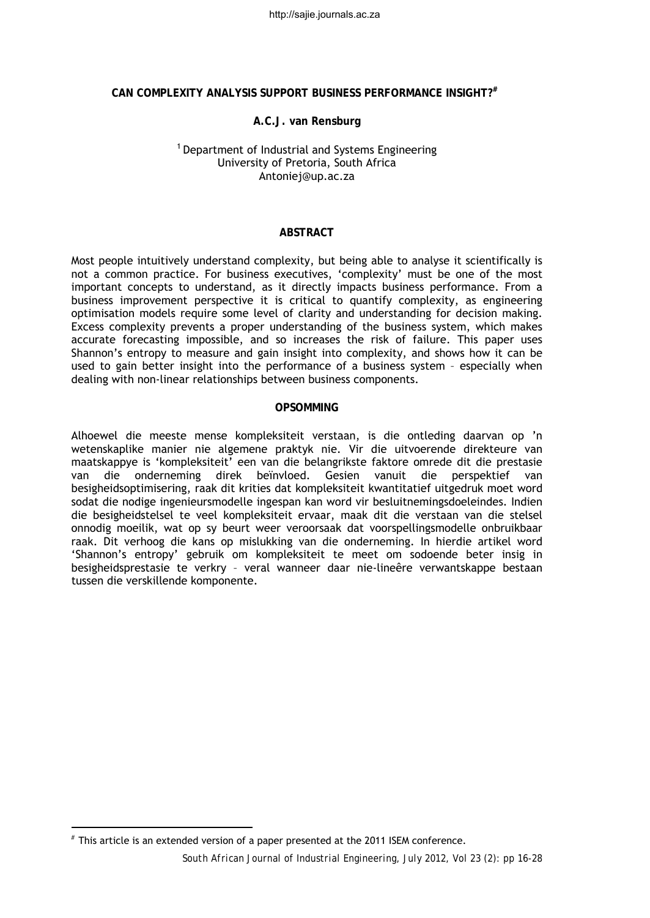# CAN COMPLEXITY ANALYSIS SUPPORT BUSINESS PERFORMANCE INSIGHT?[#]

**A.C.J. van Rensburg**

[1] Department of Industrial and Systems Engineering
University of Pretoria, South Africa
Antoniej@up.ac.za

## ABSTRACT

Most people intuitively understand complexity, but being able to analyse it scientifically is not a common practice. For business executives, 'complexity' must be one of the most important concepts to understand, as it directly impacts business performance. From a business improvement perspective it is critical to quantify complexity, as engineering optimisation models require some level of clarity and understanding for decision making. Excess complexity prevents a proper understanding of the business system, which makes accurate forecasting impossible, and so increases the risk of failure. This paper uses Shannon's entropy to measure and gain insight into complexity, and shows how it can be used to gain better insight into the performance of a business system – especially when dealing with non-linear relationships between business components.

## OPSOMMING

Alhoewel die meeste mense kompleksiteit verstaan, is die ontleding daarvan op 'n wetenskaplike manier nie algemene praktyk nie. Vir die uitvoerende direkteure van maatskappye is 'kompleksiteit' een van die belangrikste faktore omrede dit die prestasie van die onderneming direk beïnvloed. Gesien vanuit die perspektief van besigheidsoptimisering, raak dit krities dat kompleksiteit kwantitatief uitgedruk moet word sodat die nodige ingenieursmodelle ingespan kan word vir besluitnemingsdoeleindes. Indien die besigheidstelsel te veel kompleksiteit ervaar, maak dit die verstaan van die stelsel onnodig moeilik, wat op sy beurt weer veroorsaak dat voorspellingsmodelle onbruikbaar raak. Dit verhoog die kans op mislukking van die onderneming. In hierdie artikel word 'Shannon's entropy' gebruik om kompleksiteit te meet om sodoende beter insig in besigheidsprestasie te verkry – veral wanneer daar nie-lineêre verwantskappe bestaan tussen die verskillende komponente.

[#] This article is an extended version of a paper presented at the 2011 ISEM conference.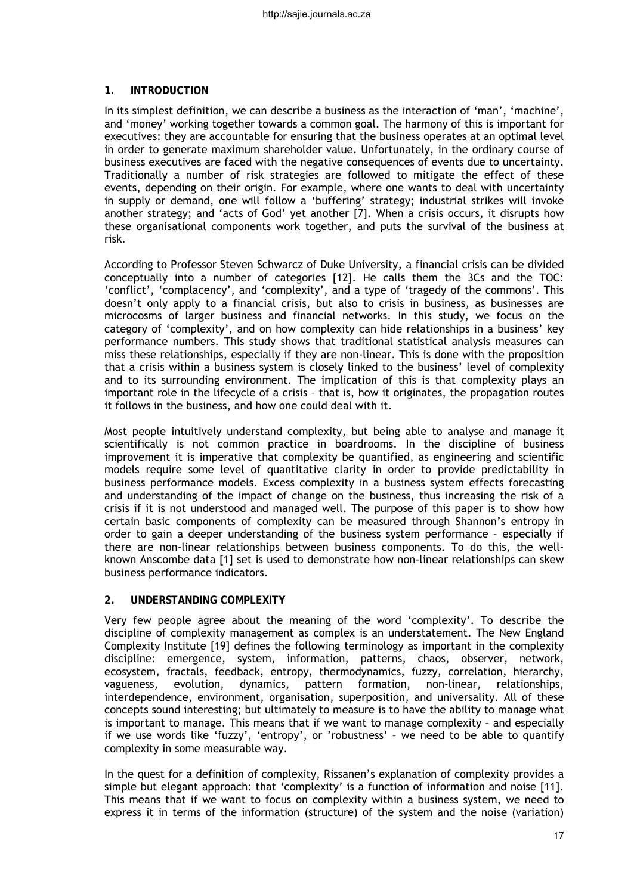## 1. INTRODUCTION

In its simplest definition, we can describe a business as the interaction of 'man', 'machine', and 'money' working together towards a common goal. The harmony of this is important for executives: they are accountable for ensuring that the business operates at an optimal level in order to generate maximum shareholder value. Unfortunately, in the ordinary course of business executives are faced with the negative consequences of events due to uncertainty. Traditionally a number of risk strategies are followed to mitigate the effect of these events, depending on their origin. For example, where one wants to deal with uncertainty in supply or demand, one will follow a 'buffering' strategy; industrial strikes will invoke another strategy; and 'acts of God' yet another [7]. When a crisis occurs, it disrupts how these organisational components work together, and puts the survival of the business at risk.

According to Professor Steven Schwarcz of Duke University, a financial crisis can be divided conceptually into a number of categories [12]. He calls them the 3Cs and the TOC: 'conflict', 'complacency', and 'complexity', and a type of 'tragedy of the commons'. This doesn't only apply to a financial crisis, but also to crisis in business, as businesses are microcosms of larger business and financial networks. In this study, we focus on the category of 'complexity', and on how complexity can hide relationships in a business' key performance numbers. This study shows that traditional statistical analysis measures can miss these relationships, especially if they are non-linear. This is done with the proposition that a crisis within a business system is closely linked to the business' level of complexity and to its surrounding environment. The implication of this is that complexity plays an important role in the lifecycle of a crisis – that is, how it originates, the propagation routes it follows in the business, and how one could deal with it.

Most people intuitively understand complexity, but being able to analyse and manage it scientifically is not common practice in boardrooms. In the discipline of business improvement it is imperative that complexity be quantified, as engineering and scientific models require some level of quantitative clarity in order to provide predictability in business performance models. Excess complexity in a business system effects forecasting and understanding of the impact of change on the business, thus increasing the risk of a crisis if it is not understood and managed well. The purpose of this paper is to show how certain basic components of complexity can be measured through Shannon's entropy in order to gain a deeper understanding of the business system performance – especially if there are non-linear relationships between business components. To do this, the well-known Anscombe data [1] set is used to demonstrate how non-linear relationships can skew business performance indicators.

## 2. UNDERSTANDING COMPLEXITY

Very few people agree about the meaning of the word 'complexity'. To describe the discipline of complexity management as complex is an understatement. The New England Complexity Institute [19] defines the following terminology as important in the complexity discipline: emergence, system, information, patterns, chaos, observer, network, ecosystem, fractals, feedback, entropy, thermodynamics, fuzzy, correlation, hierarchy, vagueness, evolution, dynamics, pattern formation, non-linear, relationships, interdependence, environment, organisation, superposition, and universality. All of these concepts sound interesting; but ultimately to measure is to have the ability to manage what is important to manage. This means that if we want to manage complexity – and especially if we use words like 'fuzzy', 'entropy', or 'robustness' – we need to be able to quantify complexity in some measurable way.

In the quest for a definition of complexity, Rissanen's explanation of complexity provides a simple but elegant approach: that 'complexity' is a function of information and noise [11]. This means that if we want to focus on complexity within a business system, we need to express it in terms of the information (structure) of the system and the noise (variation)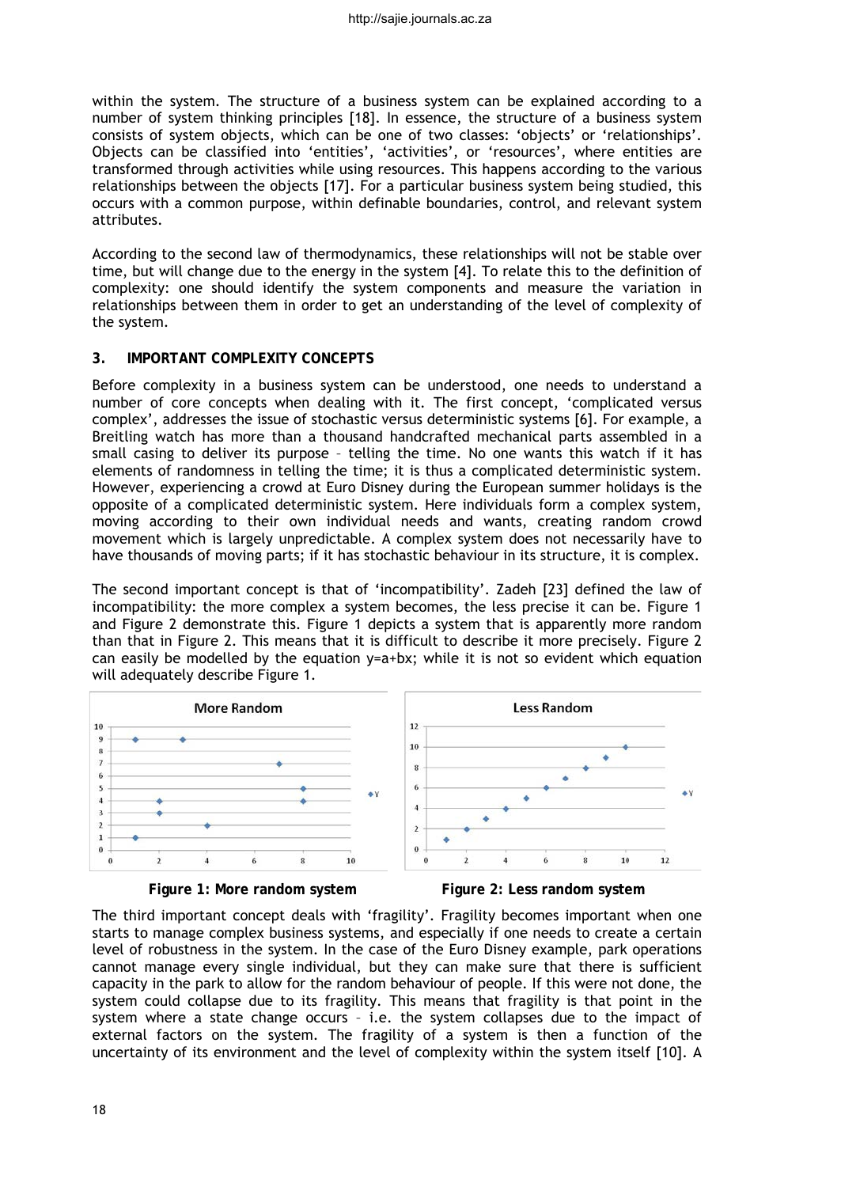within the system. The structure of a business system can be explained according to a number of system thinking principles [18]. In essence, the structure of a business system consists of system objects, which can be one of two classes: 'objects' or 'relationships'. Objects can be classified into 'entities', 'activities', or 'resources', where entities are transformed through activities while using resources. This happens according to the various relationships between the objects [17]. For a particular business system being studied, this occurs with a common purpose, within definable boundaries, control, and relevant system attributes.

According to the second law of thermodynamics, these relationships will not be stable over time, but will change due to the energy in the system [4]. To relate this to the definition of complexity: one should identify the system components and measure the variation in relationships between them in order to get an understanding of the level of complexity of the system.

## 3. IMPORTANT COMPLEXITY CONCEPTS

Before complexity in a business system can be understood, one needs to understand a number of core concepts when dealing with it. The first concept, 'complicated versus complex', addresses the issue of stochastic versus deterministic systems [6]. For example, a Breitling watch has more than a thousand handcrafted mechanical parts assembled in a small casing to deliver its purpose – telling the time. No one wants this watch if it has elements of randomness in telling the time; it is thus a complicated deterministic system. However, experiencing a crowd at Euro Disney during the European summer holidays is the opposite of a complicated deterministic system. Here individuals form a complex system, moving according to their own individual needs and wants, creating random crowd movement which is largely unpredictable. A complex system does not necessarily have to have thousands of moving parts; if it has stochastic behaviour in its structure, it is complex.

The second important concept is that of 'incompatibility'. Zadeh [23] defined the law of incompatibility: the more complex a system becomes, the less precise it can be. Figure 1 and Figure 2 demonstrate this. Figure 1 depicts a system that is apparently more random than that in Figure 2. This means that it is difficult to describe it more precisely. Figure 2 can easily be modelled by the equation $y=a+bx$; while it is not so evident which equation will adequately describe Figure 1.

**Figure 1: More random system**

**Figure 2: Less random system**

The third important concept deals with 'fragility'. Fragility becomes important when one starts to manage complex business systems, and especially if one needs to create a certain level of robustness in the system. In the case of the Euro Disney example, park operations cannot manage every single individual, but they can make sure that there is sufficient capacity in the park to allow for the random behaviour of people. If this were not done, the system could collapse due to its fragility. This means that fragility is that point in the system where a state change occurs – i.e. the system collapses due to the impact of external factors on the system. The fragility of a system is then a function of the uncertainty of its environment and the level of complexity within the system itself [10]. A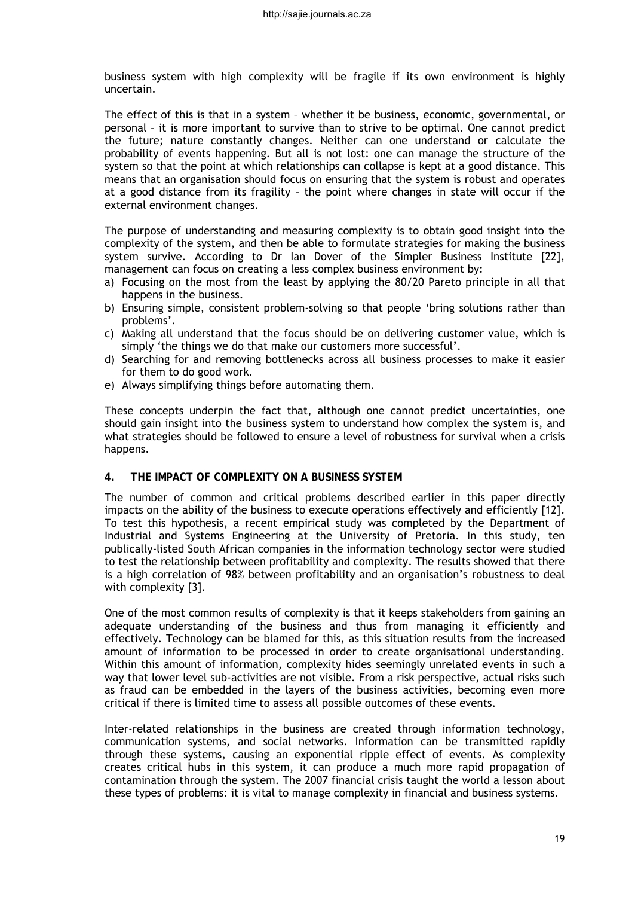business system with high complexity will be fragile if its own environment is highly uncertain.

The effect of this is that in a system – whether it be business, economic, governmental, or personal – it is more important to survive than to strive to be optimal. One cannot predict the future; nature constantly changes. Neither can one understand or calculate the probability of events happening. But all is not lost: one can manage the structure of the system so that the point at which relationships can collapse is kept at a good distance. This means that an organisation should focus on ensuring that the system is robust and operates at a good distance from its fragility – the point where changes in state will occur if the external environment changes.

The purpose of understanding and measuring complexity is to obtain good insight into the complexity of the system, and then be able to formulate strategies for making the business system survive. According to Dr Ian Dover of the Simpler Business Institute [22], management can focus on creating a less complex business environment by:

a) Focusing on the most from the least by applying the 80/20 Pareto principle in all that happens in the business.
b) Ensuring simple, consistent problem-solving so that people 'bring solutions rather than problems'.
c) Making all understand that the focus should be on delivering customer value, which is simply 'the things we do that make our customers more successful'.
d) Searching for and removing bottlenecks across all business processes to make it easier for them to do good work.
e) Always simplifying things before automating them.

These concepts underpin the fact that, although one cannot predict uncertainties, one should gain insight into the business system to understand how complex the system is, and what strategies should be followed to ensure a level of robustness for survival when a crisis happens.

## 4. THE IMPACT OF COMPLEXITY ON A BUSINESS SYSTEM

The number of common and critical problems described earlier in this paper directly impacts on the ability of the business to execute operations effectively and efficiently [12]. To test this hypothesis, a recent empirical study was completed by the Department of Industrial and Systems Engineering at the University of Pretoria. In this study, ten publically-listed South African companies in the information technology sector were studied to test the relationship between profitability and complexity. The results showed that there is a high correlation of 98% between profitability and an organisation's robustness to deal with complexity [3].

One of the most common results of complexity is that it keeps stakeholders from gaining an adequate understanding of the business and thus from managing it efficiently and effectively. Technology can be blamed for this, as this situation results from the increased amount of information to be processed in order to create organisational understanding. Within this amount of information, complexity hides seemingly unrelated events in such a way that lower level sub-activities are not visible. From a risk perspective, actual risks such as fraud can be embedded in the layers of the business activities, becoming even more critical if there is limited time to assess all possible outcomes of these events.

Inter-related relationships in the business are created through information technology, communication systems, and social networks. Information can be transmitted rapidly through these systems, causing an exponential ripple effect of events. As complexity creates critical hubs in this system, it can produce a much more rapid propagation of contamination through the system. The 2007 financial crisis taught the world a lesson about these types of problems: it is vital to manage complexity in financial and business systems.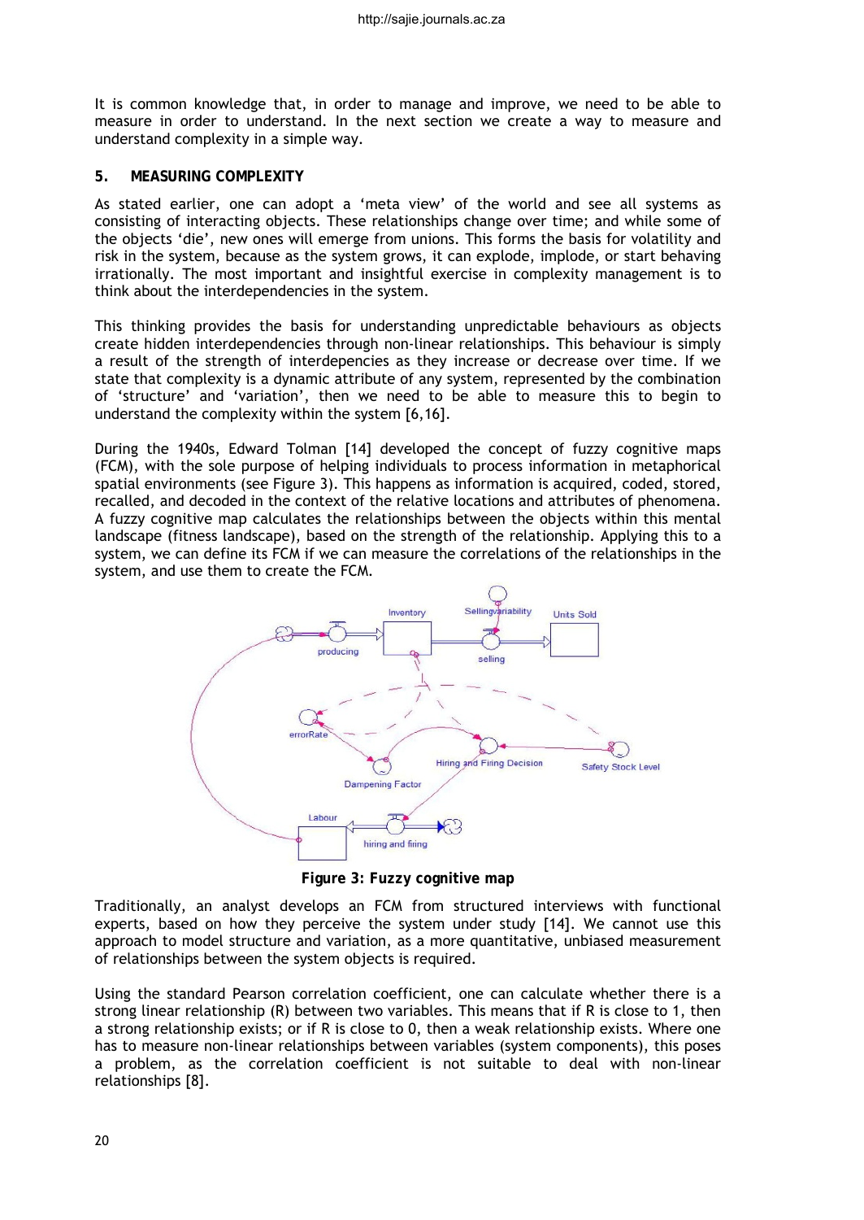It is common knowledge that, in order to manage and improve, we need to be able to measure in order to understand. In the next section we create a way to measure and understand complexity in a simple way.

## 5. MEASURING COMPLEXITY

As stated earlier, one can adopt a 'meta view' of the world and see all systems as consisting of interacting objects. These relationships change over time; and while some of the objects 'die', new ones will emerge from unions. This forms the basis for volatility and risk in the system, because as the system grows, it can explode, implode, or start behaving irrationally. The most important and insightful exercise in complexity management is to think about the interdependencies in the system.

This thinking provides the basis for understanding unpredictable behaviours as objects create hidden interdependencies through non-linear relationships. This behaviour is simply a result of the strength of interdepencies as they increase or decrease over time. If we state that complexity is a dynamic attribute of any system, represented by the combination of 'structure' and 'variation', then we need to be able to measure this to begin to understand the complexity within the system [6,16].

During the 1940s, Edward Tolman [14] developed the concept of fuzzy cognitive maps (FCM), with the sole purpose of helping individuals to process information in metaphorical spatial environments (see Figure 3). This happens as information is acquired, coded, stored, recalled, and decoded in the context of the relative locations and attributes of phenomena. A fuzzy cognitive map calculates the relationships between the objects within this mental landscape (fitness landscape), based on the strength of the relationship. Applying this to a system, we can define its FCM if we can measure the correlations of the relationships in the system, and use them to create the FCM.

**Figure 3: Fuzzy cognitive map**

Traditionally, an analyst develops an FCM from structured interviews with functional experts, based on how they perceive the system under study [14]. We cannot use this approach to model structure and variation, as a more quantitative, unbiased measurement of relationships between the system objects is required.

Using the standard Pearson correlation coefficient, one can calculate whether there is a strong linear relationship (R) between two variables. This means that if R is close to 1, then a strong relationship exists; or if R is close to 0, then a weak relationship exists. Where one has to measure non-linear relationships between variables (system components), this poses a problem, as the correlation coefficient is not suitable to deal with non-linear relationships [8].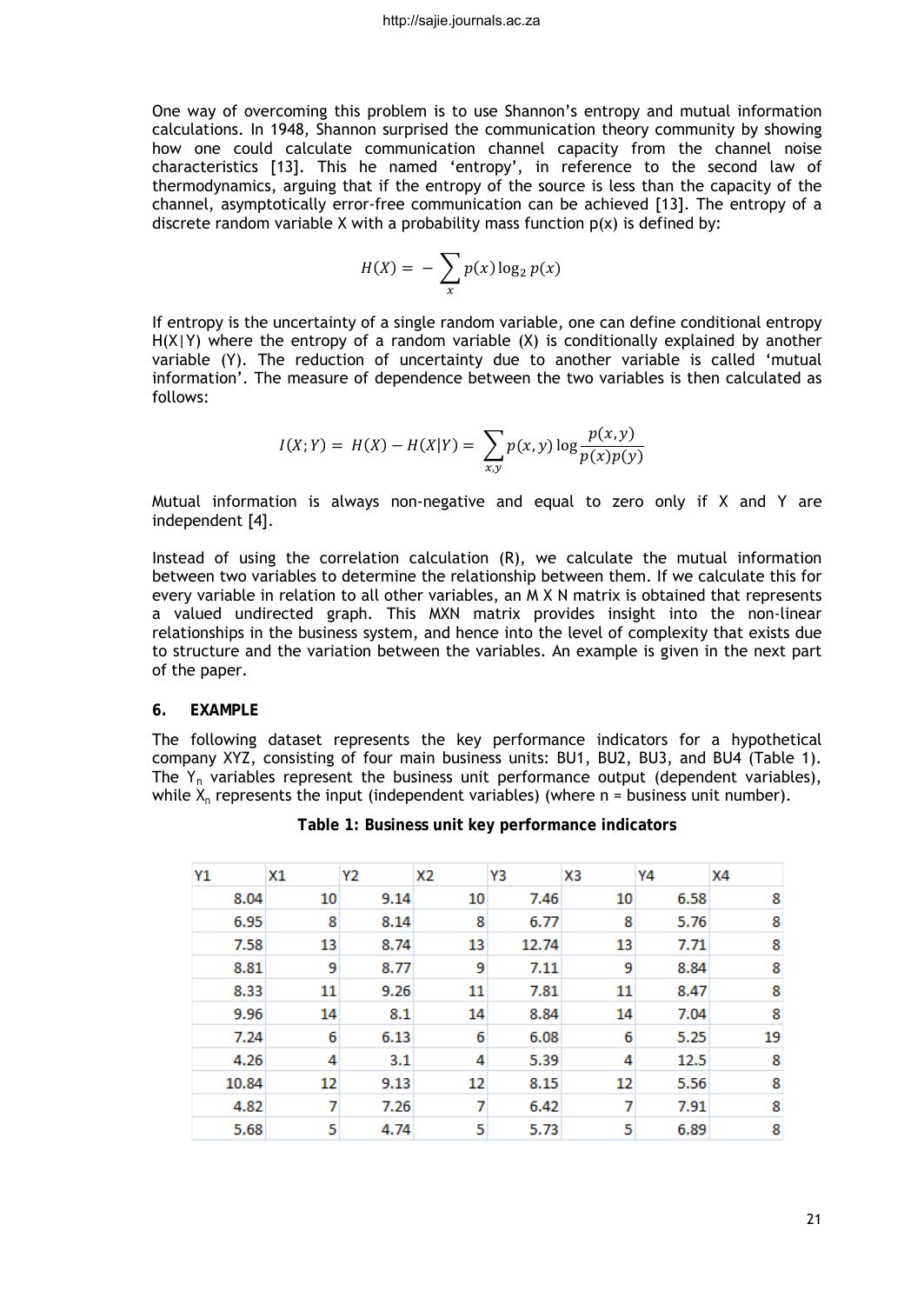One way of overcoming this problem is to use Shannon's entropy and mutual information calculations. In 1948, Shannon surprised the communication theory community by showing how one could calculate communication channel capacity from the channel noise characteristics [13]. This he named 'entropy', in reference to the second law of thermodynamics, arguing that if the entropy of the source is less than the capacity of the channel, asymptotically error-free communication can be achieved [13]. The entropy of a discrete random variable X with a probability mass function p(x) is defined by:

$$H(X) = -\sum_{x} p(x) \log_2 p(x)$$

If entropy is the uncertainty of a single random variable, one can define conditional entropy H(X|Y) where the entropy of a random variable (X) is conditionally explained by another variable (Y). The reduction of uncertainty due to another variable is called 'mutual information'. The measure of dependence between the two variables is then calculated as follows:

$$I(X;Y) = H(X) - H(X|Y) = \sum_{x,y} p(x,y) \log \frac{p(x,y)}{p(x)p(y)}$$

Mutual information is always non-negative and equal to zero only if X and Y are independent [4].

Instead of using the correlation calculation (R), we calculate the mutual information between two variables to determine the relationship between them. If we calculate this for every variable in relation to all other variables, an M X N matrix is obtained that represents a valued undirected graph. This MXN matrix provides insight into the non-linear relationships in the business system, and hence into the level of complexity that exists due to structure and the variation between the variables. An example is given in the next part of the paper.

## 6. EXAMPLE

The following dataset represents the key performance indicators for a hypothetical company XYZ, consisting of four main business units: BU1, BU2, BU3, and BU4 (Table 1). The $Y_n$ variables represent the business unit performance output (dependent variables), while $X_n$ represents the input (independent variables) (where n = business unit number).

**Table 1: Business unit key performance indicators**

| Y1 | X1 | Y2 | X2 | Y3 | X3 | Y4 | X4 |
|---|---|---|---|---|---|---|---|
| 8.04 | 10 | 9.14 | 10 | 7.46 | 10 | 6.58 | 8 |
| 6.95 | 8 | 8.14 | 8 | 6.77 | 8 | 5.76 | 8 |
| 7.58 | 13 | 8.74 | 13 | 12.74 | 13 | 7.71 | 8 |
| 8.81 | 9 | 8.77 | 9 | 7.11 | 9 | 8.84 | 8 |
| 8.33 | 11 | 9.26 | 11 | 7.81 | 11 | 8.47 | 8 |
| 9.96 | 14 | 8.1 | 14 | 8.84 | 14 | 7.04 | 8 |
| 7.24 | 6 | 6.13 | 6 | 6.08 | 6 | 5.25 | 19 |
| 4.26 | 4 | 3.1 | 4 | 5.39 | 4 | 12.5 | 8 |
| 10.84 | 12 | 9.13 | 12 | 8.15 | 12 | 5.56 | 8 |
| 4.82 | 7 | 7.26 | 7 | 6.42 | 7 | 7.91 | 8 |
| 5.68 | 5 | 4.74 | 5 | 5.73 | 5 | 6.89 | 8 |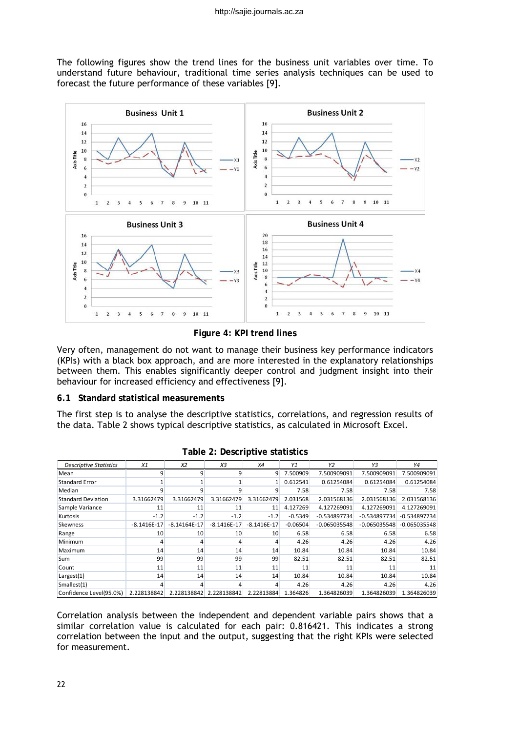The following figures show the trend lines for the business unit variables over time. To understand future behaviour, traditional time series analysis techniques can be used to forecast the future performance of these variables [9].

**Figure 4: KPI trend lines**

Very often, management do not want to manage their business key performance indicators (KPIs) with a black box approach, and are more interested in the explanatory relationships between them. This enables significantly deeper control and judgment insight into their behaviour for increased efficiency and effectiveness [9].

### 6.1 Standard statistical measurements

The first step is to analyse the descriptive statistics, correlations, and regression results of the data. Table 2 shows typical descriptive statistics, as calculated in Microsoft Excel.

**Table 2: Descriptive statistics**

| *Descriptive Statistics* | *X1* | *X2* | *X3* | *X4* | *Y1* | *Y2* | *Y3* | *Y4* |
|---|---|---|---|---|---|---|---|---|
| Mean | 9 | 9 | 9 | 9 | 7.500909 | 7.500909091 | 7.500909091 | 7.500909091 |
| Standard Error | 1 | 1 | 1 | 1 | 0.612541 | 0.61254084 | 0.61254084 | 0.61254084 |
| Median | 9 | 9 | 9 | 9 | 7.58 | 7.58 | 7.58 | 7.58 |
| Standard Deviation | 3.31662479 | 3.31662479 | 3.31662479 | 3.31662479 | 2.031568 | 2.031568136 | 2.031568136 | 2.031568136 |
| Sample Variance | 11 | 11 | 11 | 11 | 4.127269 | 4.127269091 | 4.127269091 | 4.127269091 |
| Kurtosis | -1.2 | -1.2 | -1.2 | -1.2 | -0.5349 | -0.534897734 | -0.534897734 | -0.534897734 |
| Skewness | -8.1416E-17 | -8.14164E-17 | -8.1416E-17 | -8.1416E-17 | -0.06504 | -0.065035548 | -0.065035548 | -0.065035548 |
| Range | 10 | 10 | 10 | 10 | 6.58 | 6.58 | 6.58 | 6.58 |
| Minimum | 4 | 4 | 4 | 4 | 4.26 | 4.26 | 4.26 | 4.26 |
| Maximum | 14 | 14 | 14 | 14 | 10.84 | 10.84 | 10.84 | 10.84 |
| Sum | 99 | 99 | 99 | 99 | 82.51 | 82.51 | 82.51 | 82.51 |
| Count | 11 | 11 | 11 | 11 | 11 | 11 | 11 | 11 |
| Largest(1) | 14 | 14 | 14 | 14 | 10.84 | 10.84 | 10.84 | 10.84 |
| Smallest(1) | 4 | 4 | 4 | 4 | 4.26 | 4.26 | 4.26 | 4.26 |
| Confidence Level(95.0%) | 2.228138842 | 2.228138842 | 2.228138842 | 2.22813884 | 1.364826 | 1.364826039 | 1.364826039 | 1.364826039 |

Correlation analysis between the independent and dependent variable pairs shows that a similar correlation value is calculated for each pair: 0.816421. This indicates a strong correlation between the input and the output, suggesting that the right KPIs were selected for measurement.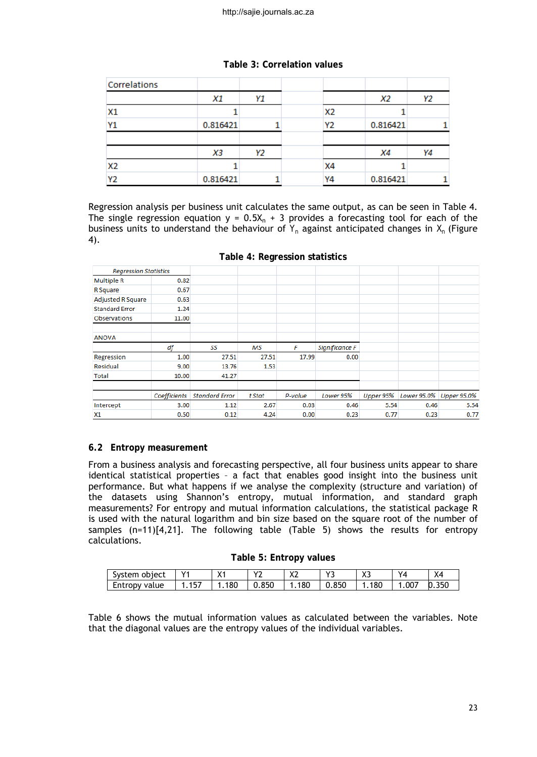**Table 3: Correlation values**

| Correlations | | | | | |
|---|---|---|---|---|---|
| | *X1* | *Y1* | | *X2* | *Y2* |
| X1 | 1 | | X2 | 1 | |
| Y1 | 0.816421 | 1 | Y2 | 0.816421 | 1 |
| | | | | | |
| | *X3* | *Y2* | | *X4* | *Y4* |
| X2 | 1 | | X4 | 1 | |
| Y2 | 0.816421 | 1 | Y4 | 0.816421 | 1 |

Regression analysis per business unit calculates the same output, as can be seen in Table 4. The single regression equation $y = 0.5X_n + 3$ provides a forecasting tool for each of the business units to understand the behaviour of $Y_n$ against anticipated changes in $X_n$ (Figure 4).

**Table 4: Regression statistics**

| *Regression Statistics* | | | | | | | | |
|---|---|---|---|---|---|---|---|---|
| Multiple R | 0.82 | | | | | | | |
| R Square | 0.67 | | | | | | | |
| Adjusted R Square | 0.63 | | | | | | | |
| Standard Error | 1.24 | | | | | | | |
| Observations | 11.00 | | | | | | | |
| | | | | | | | | |
| ANOVA | | | | | | | | |
| | *df* | *SS* | *MS* | *F* | *Significance F* | | | |
| Regression | 1.00 | 27.51 | 27.51 | 17.99 | 0.00 | | | |
| Residual | 9.00 | 13.76 | 1.53 | | | | | |
| Total | 10.00 | 41.27 | | | | | | |
| | | | | | | | | |
| | *Coefficients* | *Standard Error* | *t Stat* | *P-value* | *Lower 95%* | *Upper 95%* | *Lower 95.0%* | *Upper 95.0%* |
| Intercept | 3.00 | 1.12 | 2.67 | 0.03 | 0.46 | 5.54 | 0.46 | 5.54 |
| X1 | 0.50 | 0.12 | 4.24 | 0.00 | 0.23 | 0.77 | 0.23 | 0.77 |

## 6.2 Entropy measurement

From a business analysis and forecasting perspective, all four business units appear to share identical statistical properties – a fact that enables good insight into the business unit performance. But what happens if we analyse the complexity (structure and variation) of the datasets using Shannon's entropy, mutual information, and standard graph measurements? For entropy and mutual information calculations, the statistical package R is used with the natural logarithm and bin size based on the square root of the number of samples (n=11)[4,21]. The following table (Table 5) shows the results for entropy calculations.

**Table 5: Entropy values**

| System object | Y1 | X1 | Y2 | X2 | Y3 | X3 | Y4 | X4 |
|---|---|---|---|---|---|---|---|---|
| Entropy value | 1.157 | 1.180 | 0.850 | 1.180 | 0.850 | 1.180 | 1.007 | 0.350 |

Table 6 shows the mutual information values as calculated between the variables. Note that the diagonal values are the entropy values of the individual variables.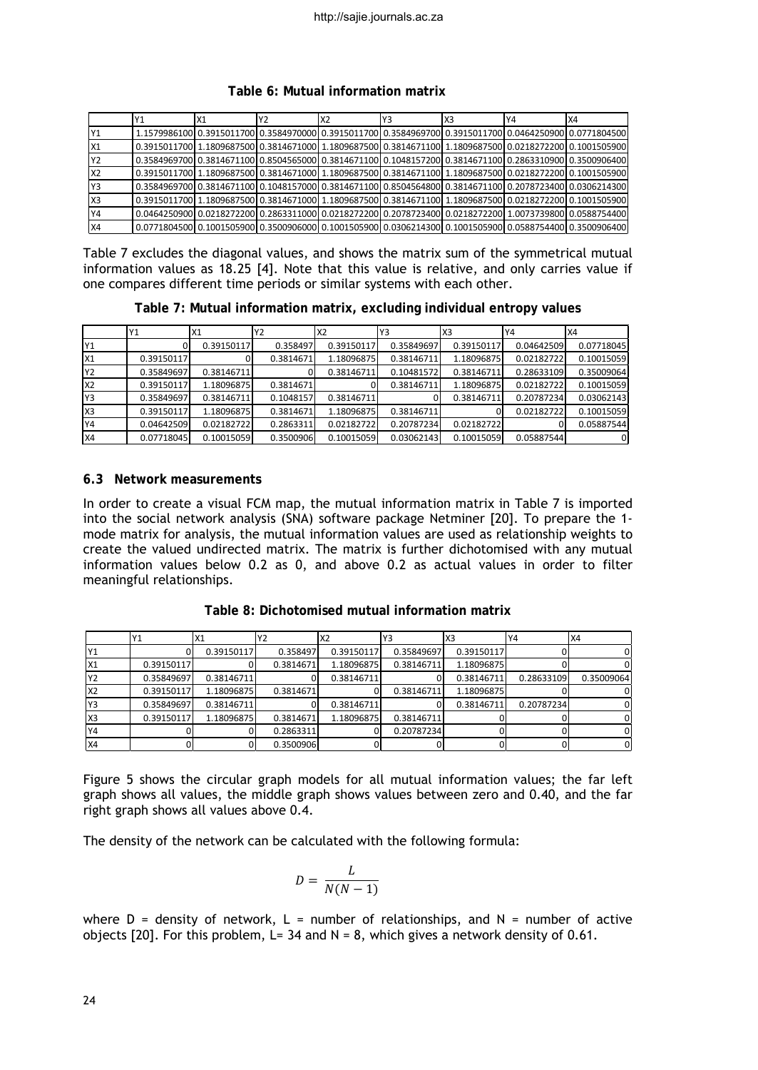**Table 6: Mutual information matrix**

| | Y1 | X1 | Y2 | X2 | Y3 | X3 | Y4 | X4 |
|---|---|---|---|---|---|---|---|---|
| Y1 | 1.1579986100 | 0.3915011700 | 0.3584970000 | 0.3915011700 | 0.3584969700 | 0.3915011700 | 0.0464250900 | 0.0771804500 |
| X1 | 0.3915011700 | 1.1809687500 | 0.3814671000 | 1.1809687500 | 0.3814671100 | 1.1809687500 | 0.0218272200 | 0.1001505900 |
| Y2 | 0.3584969700 | 0.3814671100 | 0.8504565000 | 0.3814671100 | 0.1048157200 | 0.3814671100 | 0.2863310900 | 0.3500906400 |
| X2 | 0.3915011700 | 1.1809687500 | 0.3814671000 | 1.1809687500 | 0.3814671100 | 1.1809687500 | 0.0218272200 | 0.1001505900 |
| Y3 | 0.3584969700 | 0.3814671100 | 0.1048157000 | 0.3814671100 | 0.8504564800 | 0.3814671100 | 0.2078723400 | 0.0306214300 |
| X3 | 0.3915011700 | 1.1809687500 | 0.3814671000 | 1.1809687500 | 0.3814671100 | 1.1809687500 | 0.0218272200 | 0.1001505900 |
| Y4 | 0.0464250900 | 0.0218272200 | 0.2863311000 | 0.0218272200 | 0.2078723400 | 0.0218272200 | 1.0073739800 | 0.0588754400 |
| X4 | 0.0771804500 | 0.1001505900 | 0.3500906000 | 0.1001505900 | 0.0306214300 | 0.1001505900 | 0.0588754400 | 0.3500906400 |

Table 7 excludes the diagonal values, and shows the matrix sum of the symmetrical mutual information values as 18.25 [4]. Note that this value is relative, and only carries value if one compares different time periods or similar systems with each other.

**Table 7: Mutual information matrix, excluding individual entropy values**

| | Y1 | X1 | Y2 | X2 | Y3 | X3 | Y4 | X4 |
|---|---|---|---|---|---|---|---|---|
| Y1 | 0 | 0.39150117 | 0.358497 | 0.39150117 | 0.35849697 | 0.39150117 | 0.04642509 | 0.07718045 |
| X1 | 0.39150117 | 0 | 0.3814671 | 1.18096875 | 0.38146711 | 1.18096875 | 0.02182722 | 0.10015059 |
| Y2 | 0.35849697 | 0.38146711 | 0 | 0.38146711 | 0.10481572 | 0.38146711 | 0.28633109 | 0.35009064 |
| X2 | 0.39150117 | 1.18096875 | 0.3814671 | 0 | 0.38146711 | 1.18096875 | 0.02182722 | 0.10015059 |
| Y3 | 0.35849697 | 0.38146711 | 0.1048157 | 0.38146711 | 0 | 0.38146711 | 0.20787234 | 0.03062143 |
| X3 | 0.39150117 | 1.18096875 | 0.3814671 | 1.18096875 | 0.38146711 | 0 | 0.02182722 | 0.10015059 |
| Y4 | 0.04642509 | 0.02182722 | 0.2863311 | 0.02182722 | 0.20787234 | 0.02182722 | 0 | 0.05887544 |
| X4 | 0.07718045 | 0.10015059 | 0.3500906 | 0.10015059 | 0.03062143 | 0.10015059 | 0.05887544 | 0 |

### 6.3 Network measurements

In order to create a visual FCM map, the mutual information matrix in Table 7 is imported into the social network analysis (SNA) software package Netminer [20]. To prepare the 1-mode matrix for analysis, the mutual information values are used as relationship weights to create the valued undirected matrix. The matrix is further dichotomised with any mutual information values below 0.2 as 0, and above 0.2 as actual values in order to filter meaningful relationships.

**Table 8: Dichotomised mutual information matrix**

| | Y1 | X1 | Y2 | X2 | Y3 | X3 | Y4 | X4 |
|---|---|---|---|---|---|---|---|---|
| Y1 | 0 | 0.39150117 | 0.358497 | 0.39150117 | 0.35849697 | 0.39150117 | 0 | 0 |
| X1 | 0.39150117 | 0 | 0.3814671 | 1.18096875 | 0.38146711 | 1.18096875 | 0 | 0 |
| Y2 | 0.35849697 | 0.38146711 | 0 | 0.38146711 | 0 | 0.38146711 | 0.28633109 | 0.35009064 |
| X2 | 0.39150117 | 1.18096875 | 0.3814671 | 0 | 0.38146711 | 1.18096875 | 0 | 0 |
| Y3 | 0.35849697 | 0.38146711 | 0 | 0.38146711 | 0 | 0.38146711 | 0.20787234 | 0 |
| X3 | 0.39150117 | 1.18096875 | 0.3814671 | 1.18096875 | 0.38146711 | 0 | 0 | 0 |
| Y4 | 0 | 0 | 0.2863311 | 0 | 0.20787234 | 0 | 0 | 0 |
| X4 | 0 | 0 | 0.3500906 | 0 | 0 | 0 | 0 | 0 |

Figure 5 shows the circular graph models for all mutual information values; the far left graph shows all values, the middle graph shows values between zero and 0.40, and the far right graph shows all values above 0.4.

The density of the network can be calculated with the following formula:

$$D = \frac{L}{N(N-1)}$$

where D = density of network, L = number of relationships, and N = number of active objects [20]. For this problem, L= 34 and N = 8, which gives a network density of 0.61.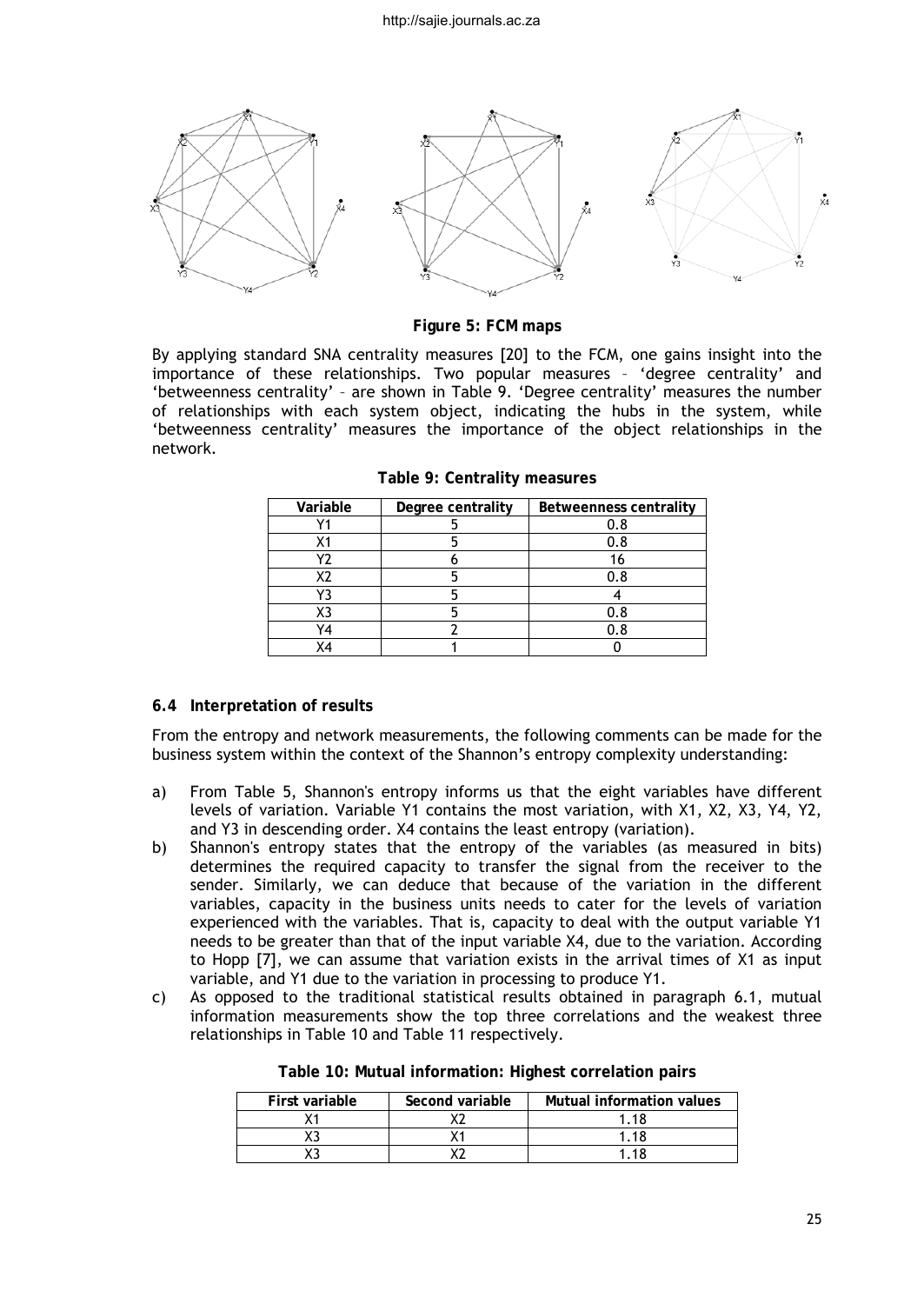**Figure 5: FCM maps**

By applying standard SNA centrality measures [20] to the FCM, one gains insight into the importance of these relationships. Two popular measures – 'degree centrality' and 'betweenness centrality' – are shown in Table 9. 'Degree centrality' measures the number of relationships with each system object, indicating the hubs in the system, while 'betweenness centrality' measures the importance of the object relationships in the network.

**Table 9: Centrality measures**

| Variable | Degree centrality | Betweenness centrality |
|---|---|---|
| Y1 | 5 | 0.8 |
| X1 | 5 | 0.8 |
| Y2 | 6 | 16 |
| X2 | 5 | 0.8 |
| Y3 | 5 | 4 |
| X3 | 5 | 0.8 |
| Y4 | 2 | 0.8 |
| X4 | 1 | 0 |

### 6.4 Interpretation of results

From the entropy and network measurements, the following comments can be made for the business system within the context of the Shannon's entropy complexity understanding:

a) From Table 5, Shannon's entropy informs us that the eight variables have different levels of variation. Variable Y1 contains the most variation, with X1, X2, X3, Y4, Y2, and Y3 in descending order. X4 contains the least entropy (variation).

b) Shannon's entropy states that the entropy of the variables (as measured in bits) determines the required capacity to transfer the signal from the receiver to the sender. Similarly, we can deduce that because of the variation in the different variables, capacity in the business units needs to cater for the levels of variation experienced with the variables. That is, capacity to deal with the output variable Y1 needs to be greater than that of the input variable X4, due to the variation. According to Hopp [7], we can assume that variation exists in the arrival times of X1 as input variable, and Y1 due to the variation in processing to produce Y1.

c) As opposed to the traditional statistical results obtained in paragraph 6.1, mutual information measurements show the top three correlations and the weakest three relationships in Table 10 and Table 11 respectively.

**Table 10: Mutual information: Highest correlation pairs**

| First variable | Second variable | Mutual information values |
|---|---|---|
| X1 | X2 | 1.18 |
| X3 | X1 | 1.18 |
| X3 | X2 | 1.18 |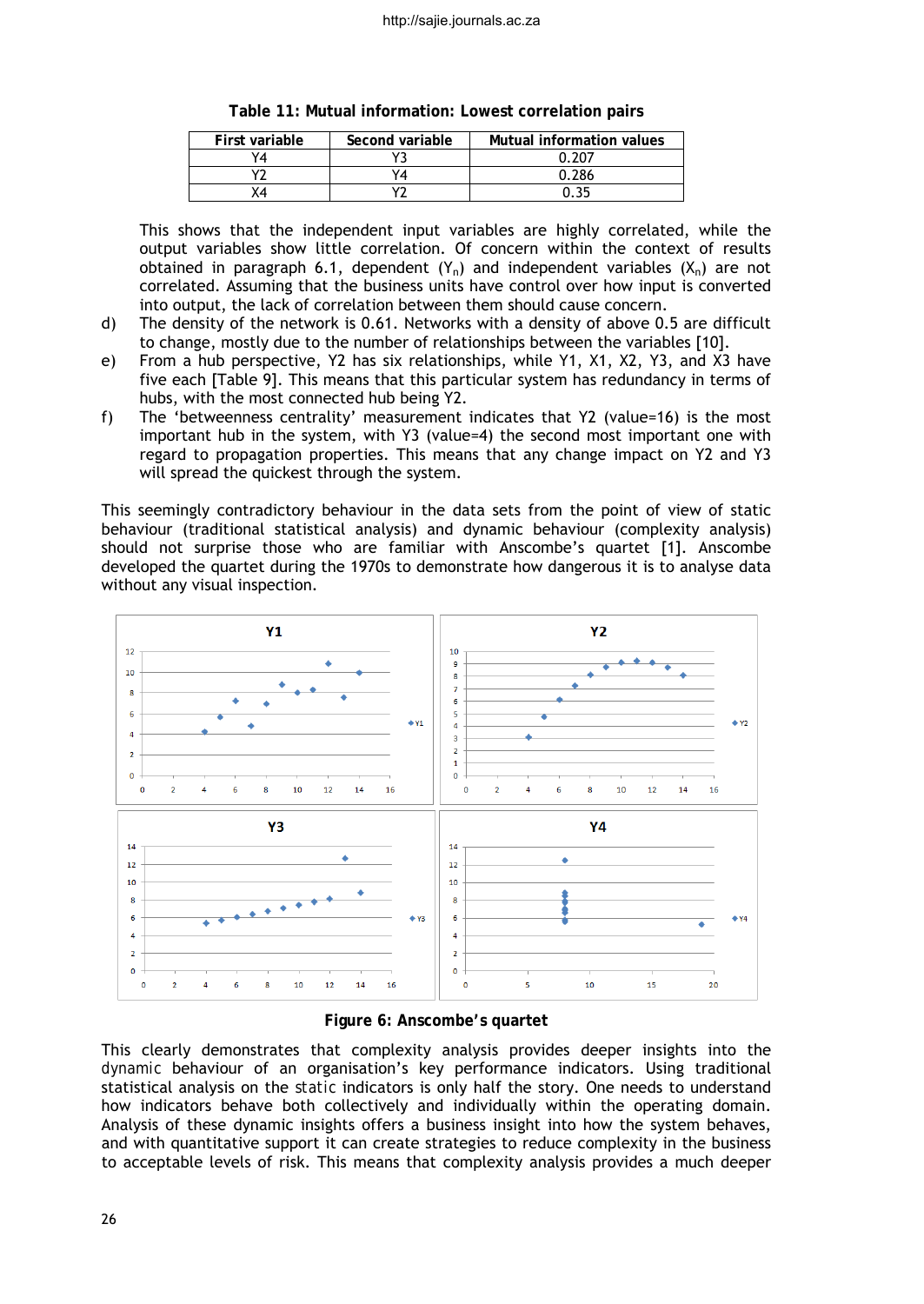**Table 11: Mutual information: Lowest correlation pairs**

| First variable | Second variable | Mutual information values |
|---|---|---|
| Y4 | Y3 | 0.207 |
| Y2 | Y4 | 0.286 |
| X4 | Y2 | 0.35 |

This shows that the independent input variables are highly correlated, while the output variables show little correlation. Of concern within the context of results obtained in paragraph 6.1, dependent ($Y_n$) and independent variables ($X_n$) are not correlated. Assuming that the business units have control over how input is converted into output, the lack of correlation between them should cause concern.

d) The density of the network is 0.61. Networks with a density of above 0.5 are difficult to change, mostly due to the number of relationships between the variables [10].

e) From a hub perspective, Y2 has six relationships, while Y1, X1, X2, Y3, and X3 have five each [Table 9]. This means that this particular system has redundancy in terms of hubs, with the most connected hub being Y2.

f) The 'betweenness centrality' measurement indicates that Y2 (value=16) is the most important hub in the system, with Y3 (value=4) the second most important one with regard to propagation properties. This means that any change impact on Y2 and Y3 will spread the quickest through the system.

This seemingly contradictory behaviour in the data sets from the point of view of static behaviour (traditional statistical analysis) and dynamic behaviour (complexity analysis) should not surprise those who are familiar with Anscombe's quartet [1]. Anscombe developed the quartet during the 1970s to demonstrate how dangerous it is to analyse data without any visual inspection.

**Figure 6: Anscombe's quartet**

This clearly demonstrates that complexity analysis provides deeper insights into the dynamic behaviour of an organisation's key performance indicators. Using traditional statistical analysis on the static indicators is only half the story. One needs to understand how indicators behave both collectively and individually within the operating domain. Analysis of these dynamic insights offers a business insight into how the system behaves, and with quantitative support it can create strategies to reduce complexity in the business to acceptable levels of risk. This means that complexity analysis provides a much deeper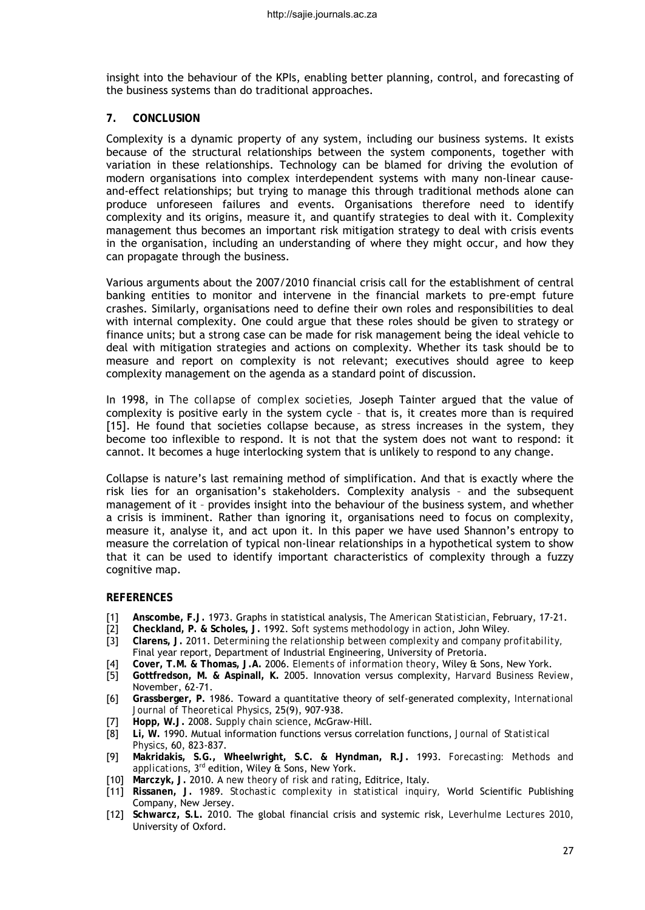insight into the behaviour of the KPIs, enabling better planning, control, and forecasting of the business systems than do traditional approaches.

## 7. CONCLUSION

Complexity is a dynamic property of any system, including our business systems. It exists because of the structural relationships between the system components, together with variation in these relationships. Technology can be blamed for driving the evolution of modern organisations into complex interdependent systems with many non-linear cause-and-effect relationships; but trying to manage this through traditional methods alone can produce unforeseen failures and events. Organisations therefore need to identify complexity and its origins, measure it, and quantify strategies to deal with it. Complexity management thus becomes an important risk mitigation strategy to deal with crisis events in the organisation, including an understanding of where they might occur, and how they can propagate through the business.

Various arguments about the 2007/2010 financial crisis call for the establishment of central banking entities to monitor and intervene in the financial markets to pre-empt future crashes. Similarly, organisations need to define their own roles and responsibilities to deal with internal complexity. One could argue that these roles should be given to strategy or finance units; but a strong case can be made for risk management being the ideal vehicle to deal with mitigation strategies and actions on complexity. Whether its task should be to measure and report on complexity is not relevant; executives should agree to keep complexity management on the agenda as a standard point of discussion.

In 1998, in *The collapse of complex societies,* Joseph Tainter argued that the value of complexity is positive early in the system cycle – that is, it creates more than is required [15]. He found that societies collapse because, as stress increases in the system, they become too inflexible to respond. It is not that the system does not want to respond: it cannot. It becomes a huge interlocking system that is unlikely to respond to any change.

Collapse is nature's last remaining method of simplification. And that is exactly where the risk lies for an organisation's stakeholders. Complexity analysis – and the subsequent management of it – provides insight into the behaviour of the business system, and whether a crisis is imminent. Rather than ignoring it, organisations need to focus on complexity, measure it, analyse it, and act upon it. In this paper we have used Shannon's entropy to measure the correlation of typical non-linear relationships in a hypothetical system to show that it can be used to identify important characteristics of complexity through a fuzzy cognitive map.

## REFERENCES

- [1] **Anscombe, F.J.** 1973. Graphs in statistical analysis, *The American Statistician*, February, 17-21.
- [2] **Checkland, P. & Scholes, J.** 1992. *Soft systems methodology in action*, John Wiley.
- [3] **Clarens, J.** 2011. *Determining the relationship between complexity and company profitability,* Final year report, Department of Industrial Engineering, University of Pretoria.
- [4] **Cover, T.M. & Thomas, J.A.** 2006. *Elements of information theory*, Wiley & Sons, New York.
- [5] **Gottfredson, M. & Aspinall, K.** 2005. Innovation versus complexity, *Harvard Business Review*, November, 62-71.
- [6] **Grassberger, P.** 1986. Toward a quantitative theory of self-generated complexity, *International Journal of Theoretical Physics*, 25(9), 907-938.
- [7] **Hopp, W.J.** 2008. *Supply chain science*, McGraw-Hill.
- [8] **Li, W.** 1990. Mutual information functions versus correlation functions, *Journal of Statistical Physics*, 60, 823-837.
- [9] **Makridakis, S.G., Wheelwright, S.C. & Hyndman, R.J.** 1993. *Forecasting: Methods and applications*, 3rd edition, Wiley & Sons, New York.
- [10] **Marczyk, J.** 2010. *A new theory of risk and rating*, Editrice, Italy.
- [11] **Rissanen, J.** 1989. *Stochastic complexity in statistical inquiry,* World Scientific Publishing Company, New Jersey.
- [12] **Schwarcz, S.L.** 2010. The global financial crisis and systemic risk, *Leverhulme Lectures 2010*, University of Oxford.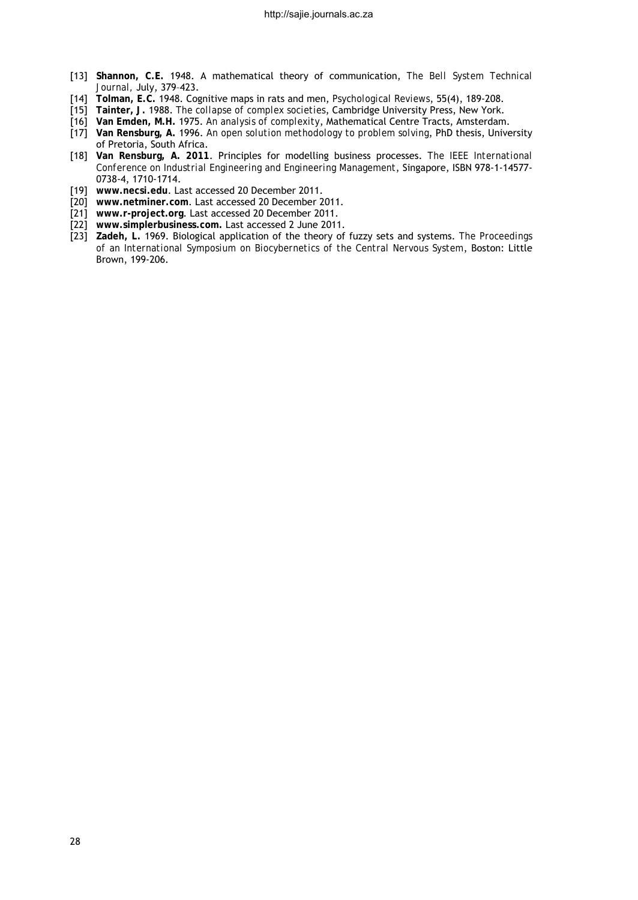[13] **Shannon, C.E.** 1948. A mathematical theory of communication, *The Bell System Technical Journal*, July, 379–423.

[14] **Tolman, E.C.** 1948. Cognitive maps in rats and men, *Psychological Reviews*, 55(4), 189-208.

[15] **Tainter, J.** 1988. *The collapse of complex societies*, Cambridge University Press, New York.

[16] **Van Emden, M.H.** 1975. *An analysis of complexity*, Mathematical Centre Tracts, Amsterdam.

[17] **Van Rensburg, A.** 1996. *An open solution methodology to problem solving*, PhD thesis, University of Pretoria, South Africa.

[18] **Van Rensburg, A. 2011**. Principles for modelling business processes. *The IEEE International Conference on Industrial Engineering and Engineering Management*, Singapore, ISBN 978-1-14577-0738-4, 1710-1714.

[19] **www.necsi.edu**. Last accessed 20 December 2011.

[20] **www.netminer.com**. Last accessed 20 December 2011.

[21] **www.r-project.org**. Last accessed 20 December 2011.

[22] **www.simplerbusiness.com.** Last accessed 2 June 2011.

[23] **Zadeh, L.** 1969. Biological application of the theory of fuzzy sets and systems. *The Proceedings of an International Symposium on Biocybernetics of the Central Nervous System*, Boston: Little Brown, 199-206.